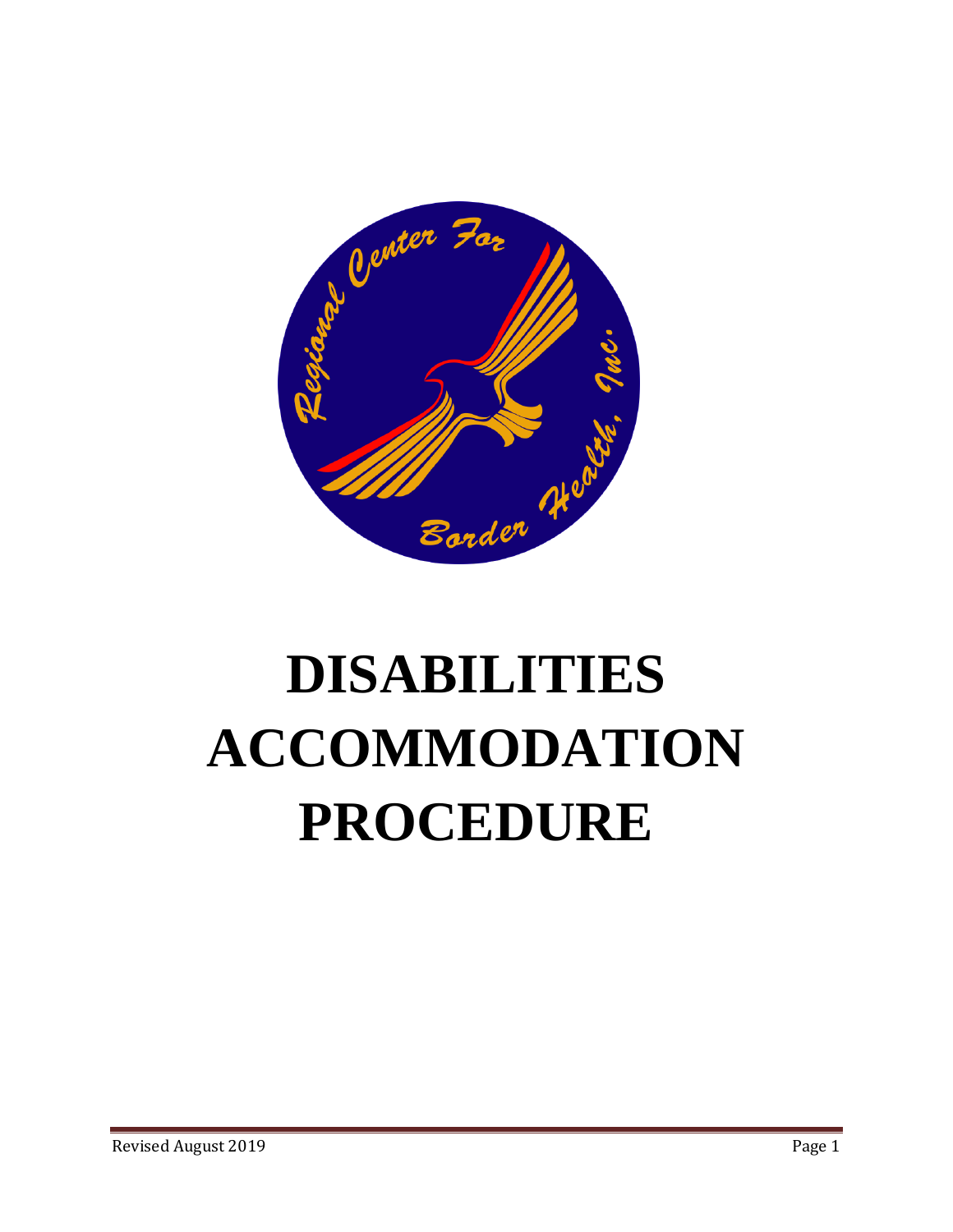# DISABILITIES ACCOMMODATION PROCEDURE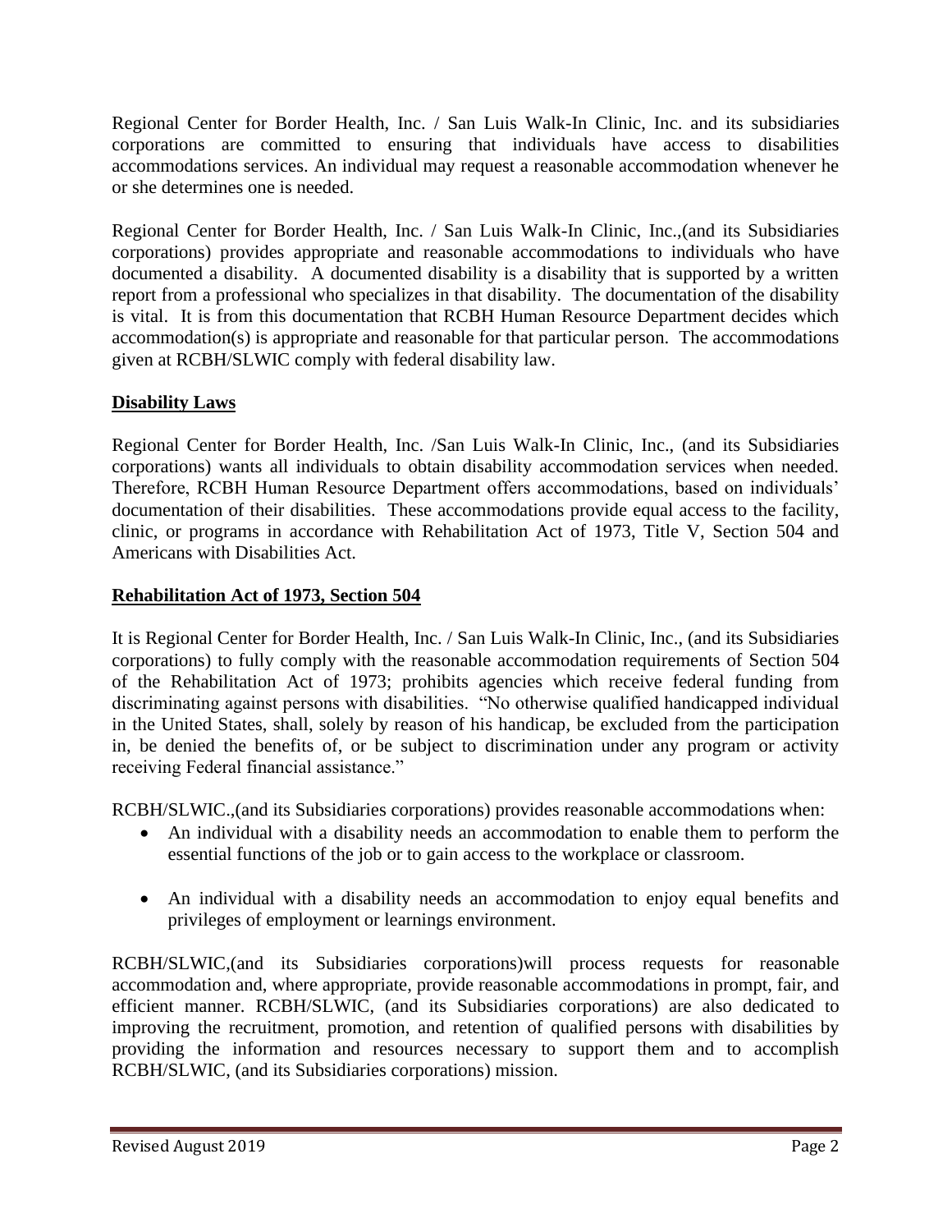Regional Center for Border Health, Inc. / San Luis Walk-In Clinic, Inc. and its subsidiaries corporations are committed to ensuring that individuals have access to disabilities accommodations services. An individual may request a reasonable accommodation whenever he or she determines one is needed.

Regional Center for Border Health, Inc. / San Luis Walk-In Clinic, Inc.,(and its Subsidiaries corporations) provides appropriate and reasonable accommodations to individuals who have documented a disability. A documented disability is a disability that is supported by a written report from a professional who specializes in that disability. The documentation of the disability is vital. It is from this documentation that RCBH Human Resource Department decides which accommodation(s) is appropriate and reasonable for that particular person. The accommodations given at RCBH/SLWIC comply with federal disability law.

## Disability Laws

Regional Center for Border Health, Inc. /San Luis Walk-In Clinic, Inc., (and its Subsidiaries corporations) wants all individuals to obtain disability accommodation services when needed. Therefore, RCBH Human Resource Department offers accommodations, based on individuals' documentation of their disabilities. These accommodations provide equal access to the facility, clinic, or programs in accordance with Rehabilitation Act of 1973, Title V, Section 504 and Americans with Disabilities Act.

## Rehabilitation Act of 1973, Section 504

It is Regional Center for Border Health, Inc. / San Luis Walk-In Clinic, Inc., (and its Subsidiaries corporations) to fully comply with the reasonable accommodation requirements of Section 504 of the Rehabilitation Act of 1973; prohibits agencies which receive federal funding from discriminating against persons with disabilities. "No otherwise qualified handicapped individual in the United States, shall, solely by reason of his handicap, be excluded from the participation in, be denied the benefits of, or be subject to discrimination under any program or activity receiving Federal financial assistance."

RCBH/SLWIC.,(and its Subsidiaries corporations) provides reasonable accommodations when:

- An individual with a disability needs an accommodation to enable them to perform the essential functions of the job or to gain access to the workplace or classroom.
- An individual with a disability needs an accommodation to enjoy equal benefits and privileges of employment or learnings environment.

RCBH/SLWIC,(and its Subsidiaries corporations)will process requests for reasonable accommodation and, where appropriate, provide reasonable accommodations in prompt, fair, and efficient manner. RCBH/SLWIC, (and its Subsidiaries corporations) are also dedicated to improving the recruitment, promotion, and retention of qualified persons with disabilities by providing the information and resources necessary to support them and to accomplish RCBH/SLWIC, (and its Subsidiaries corporations) mission.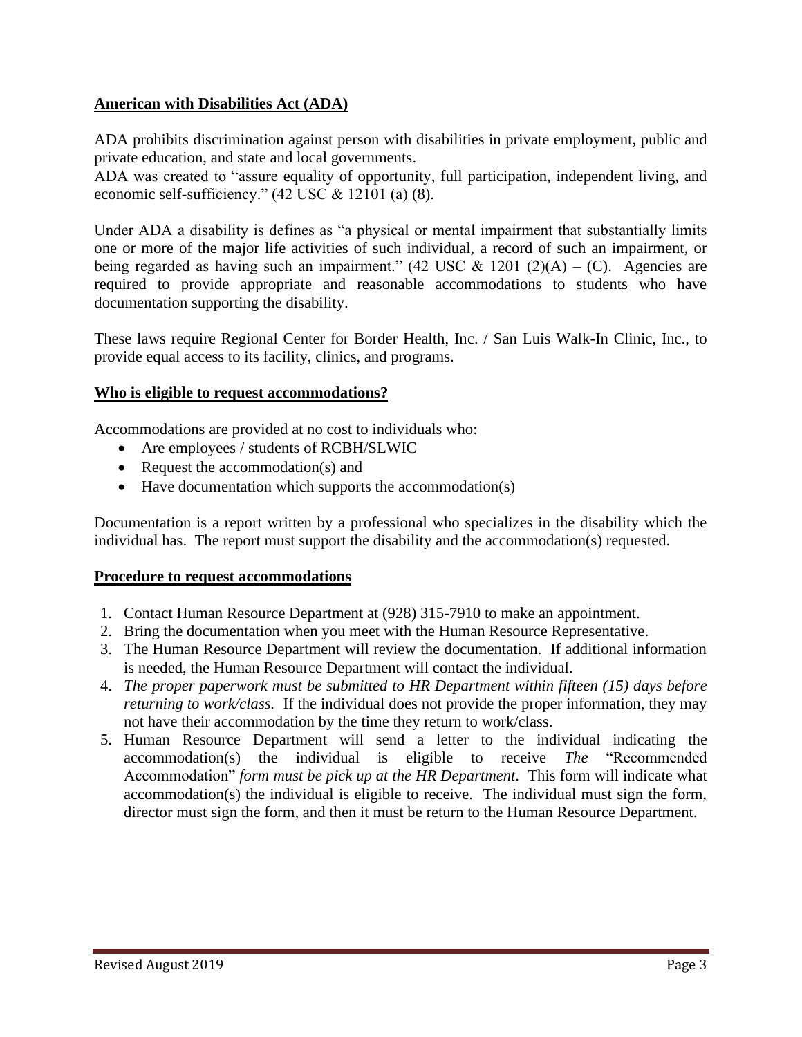**American with Disabilities Act (ADA)**

ADA prohibits discrimination against person with disabilities in private employment, public and private education, and state and local governments.
ADA was created to "assure equality of opportunity, full participation, independent living, and economic self-sufficiency." (42 USC & 12101 (a) (8).

Under ADA a disability is defines as "a physical or mental impairment that substantially limits one or more of the major life activities of such individual, a record of such an impairment, or being regarded as having such an impairment." (42 USC & 1201 (2)(A) – (C). Agencies are required to provide appropriate and reasonable accommodations to students who have documentation supporting the disability.

These laws require Regional Center for Border Health, Inc. / San Luis Walk-In Clinic, Inc., to provide equal access to its facility, clinics, and programs.

**Who is eligible to request accommodations?**

Accommodations are provided at no cost to individuals who:

- Are employees / students of RCBH/SLWIC
- Request the accommodation(s) and
- Have documentation which supports the accommodation(s)

Documentation is a report written by a professional who specializes in the disability which the individual has. The report must support the disability and the accommodation(s) requested.

**Procedure to request accommodations**

1. Contact Human Resource Department at (928) 315-7910 to make an appointment.
2. Bring the documentation when you meet with the Human Resource Representative.
3. The Human Resource Department will review the documentation. If additional information is needed, the Human Resource Department will contact the individual.
4. *The proper paperwork must be submitted to HR Department within fifteen (15) days before returning to work/class.* If the individual does not provide the proper information, they may not have their accommodation by the time they return to work/class.
5. Human Resource Department will send a letter to the individual indicating the accommodation(s) the individual is eligible to receive *The* "Recommended Accommodation" *form must be pick up at the HR Department.* This form will indicate what accommodation(s) the individual is eligible to receive. The individual must sign the form, director must sign the form, and then it must be return to the Human Resource Department.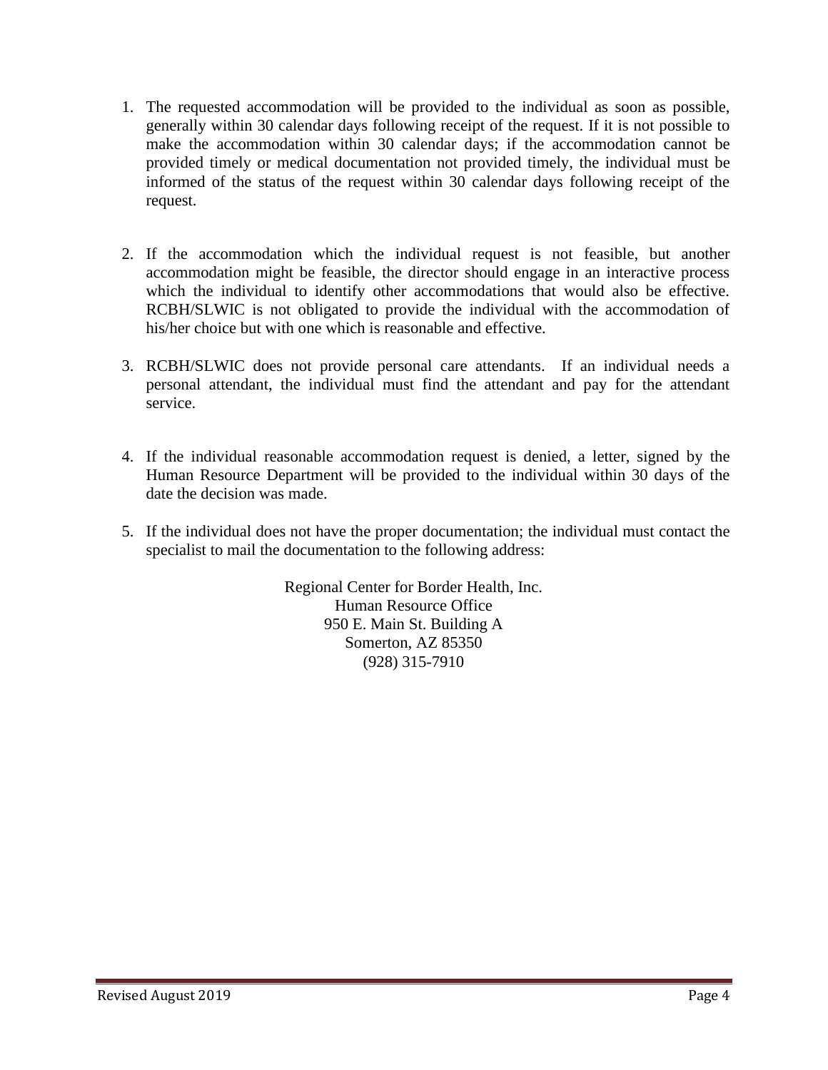1. The requested accommodation will be provided to the individual as soon as possible, generally within 30 calendar days following receipt of the request. If it is not possible to make the accommodation within 30 calendar days; if the accommodation cannot be provided timely or medical documentation not provided timely, the individual must be informed of the status of the request within 30 calendar days following receipt of the request.

2. If the accommodation which the individual request is not feasible, but another accommodation might be feasible, the director should engage in an interactive process which the individual to identify other accommodations that would also be effective. RCBH/SLWIC is not obligated to provide the individual with the accommodation of his/her choice but with one which is reasonable and effective.

3. RCBH/SLWIC does not provide personal care attendants. If an individual needs a personal attendant, the individual must find the attendant and pay for the attendant service.

4. If the individual reasonable accommodation request is denied, a letter, signed by the Human Resource Department will be provided to the individual within 30 days of the date the decision was made.

5. If the individual does not have the proper documentation; the individual must contact the specialist to mail the documentation to the following address:

Regional Center for Border Health, Inc.
Human Resource Office
950 E. Main St. Building A
Somerton, AZ 85350
(928) 315-7910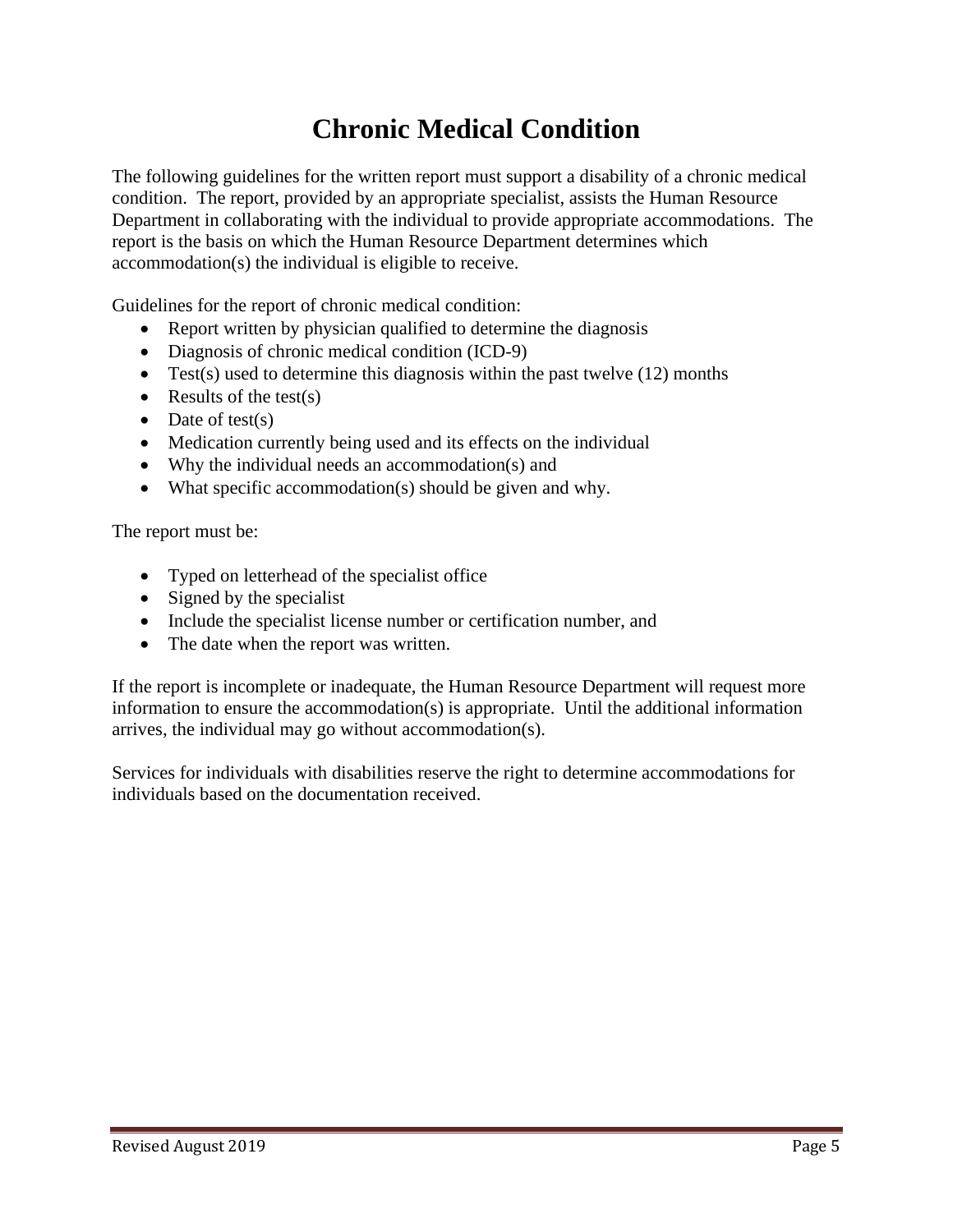# Chronic Medical Condition

The following guidelines for the written report must support a disability of a chronic medical condition. The report, provided by an appropriate specialist, assists the Human Resource Department in collaborating with the individual to provide appropriate accommodations. The report is the basis on which the Human Resource Department determines which accommodation(s) the individual is eligible to receive.

Guidelines for the report of chronic medical condition:

- Report written by physician qualified to determine the diagnosis
- Diagnosis of chronic medical condition (ICD-9)
- Test(s) used to determine this diagnosis within the past twelve (12) months
- Results of the test(s)
- Date of test(s)
- Medication currently being used and its effects on the individual
- Why the individual needs an accommodation(s) and
- What specific accommodation(s) should be given and why.

The report must be:

- Typed on letterhead of the specialist office
- Signed by the specialist
- Include the specialist license number or certification number, and
- The date when the report was written.

If the report is incomplete or inadequate, the Human Resource Department will request more information to ensure the accommodation(s) is appropriate. Until the additional information arrives, the individual may go without accommodation(s).

Services for individuals with disabilities reserve the right to determine accommodations for individuals based on the documentation received.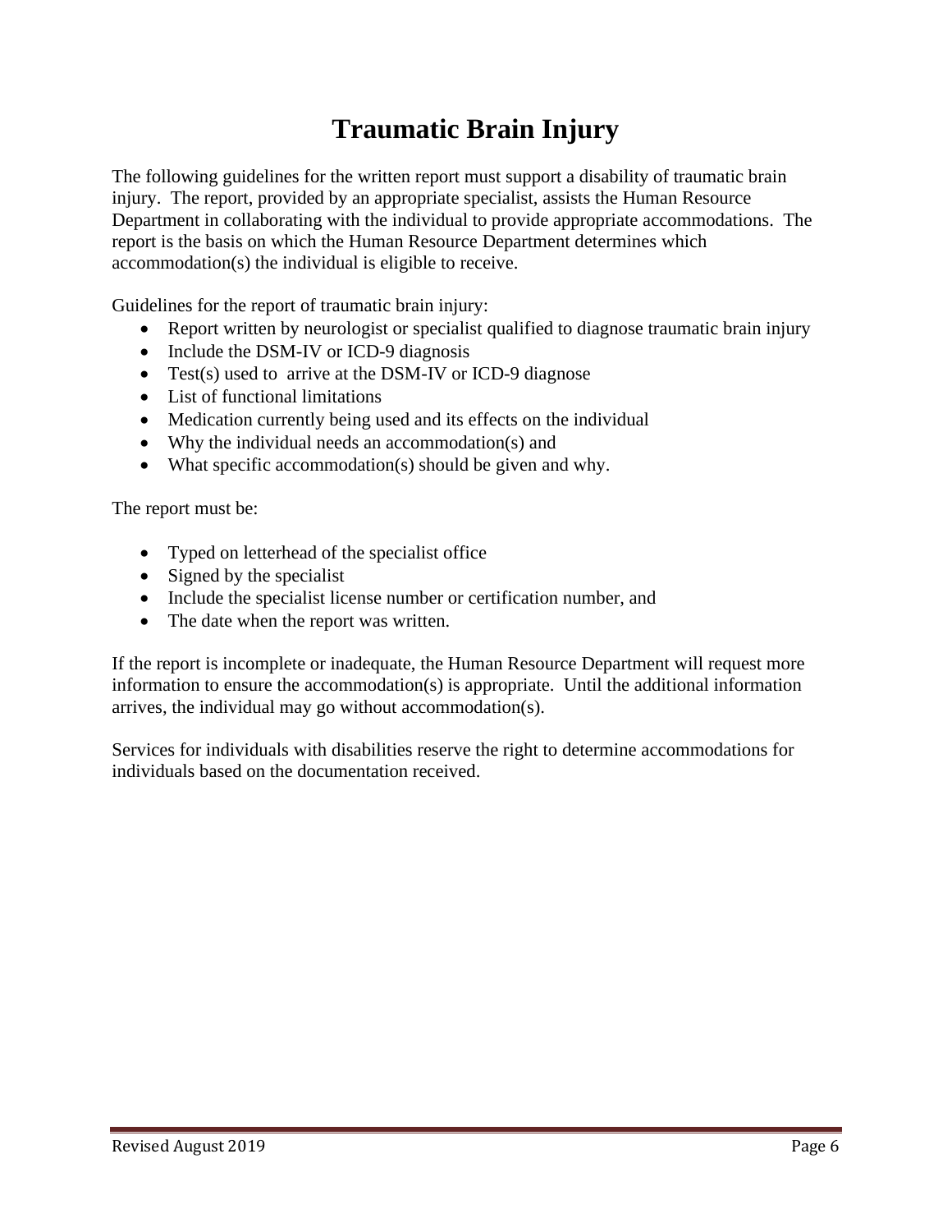# Traumatic Brain Injury

The following guidelines for the written report must support a disability of traumatic brain injury. The report, provided by an appropriate specialist, assists the Human Resource Department in collaborating with the individual to provide appropriate accommodations. The report is the basis on which the Human Resource Department determines which accommodation(s) the individual is eligible to receive.

Guidelines for the report of traumatic brain injury:

- Report written by neurologist or specialist qualified to diagnose traumatic brain injury
- Include the DSM-IV or ICD-9 diagnosis
- Test(s) used to arrive at the DSM-IV or ICD-9 diagnose
- List of functional limitations
- Medication currently being used and its effects on the individual
- Why the individual needs an accommodation(s) and
- What specific accommodation(s) should be given and why.

The report must be:

- Typed on letterhead of the specialist office
- Signed by the specialist
- Include the specialist license number or certification number, and
- The date when the report was written.

If the report is incomplete or inadequate, the Human Resource Department will request more information to ensure the accommodation(s) is appropriate. Until the additional information arrives, the individual may go without accommodation(s).

Services for individuals with disabilities reserve the right to determine accommodations for individuals based on the documentation received.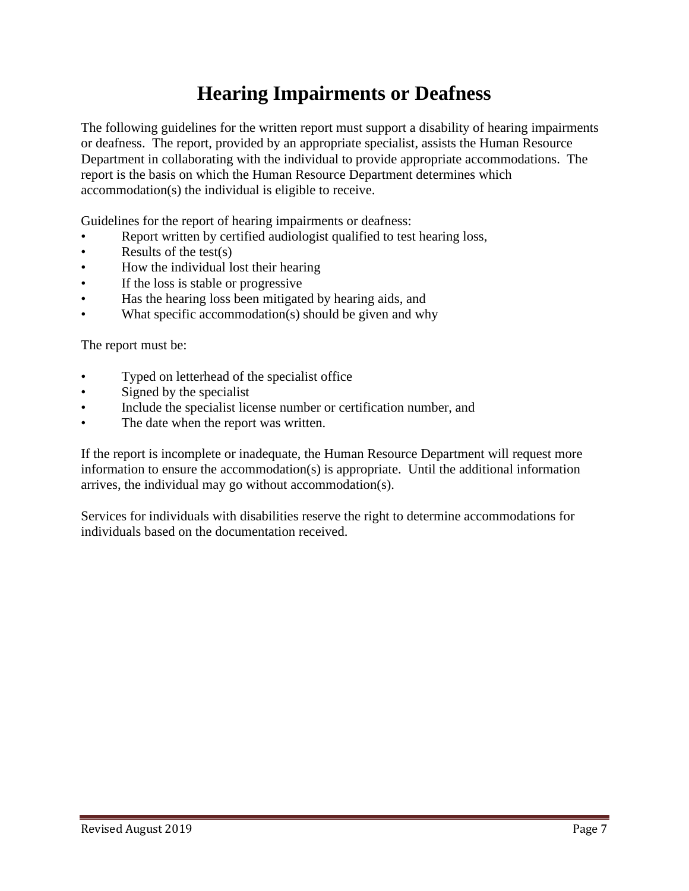# Hearing Impairments or Deafness

The following guidelines for the written report must support a disability of hearing impairments or deafness. The report, provided by an appropriate specialist, assists the Human Resource Department in collaborating with the individual to provide appropriate accommodations. The report is the basis on which the Human Resource Department determines which accommodation(s) the individual is eligible to receive.

Guidelines for the report of hearing impairments or deafness:

- Report written by certified audiologist qualified to test hearing loss,
- Results of the test(s)
- How the individual lost their hearing
- If the loss is stable or progressive
- Has the hearing loss been mitigated by hearing aids, and
- What specific accommodation(s) should be given and why

The report must be:

- Typed on letterhead of the specialist office
- Signed by the specialist
- Include the specialist license number or certification number, and
- The date when the report was written.

If the report is incomplete or inadequate, the Human Resource Department will request more information to ensure the accommodation(s) is appropriate. Until the additional information arrives, the individual may go without accommodation(s).

Services for individuals with disabilities reserve the right to determine accommodations for individuals based on the documentation received.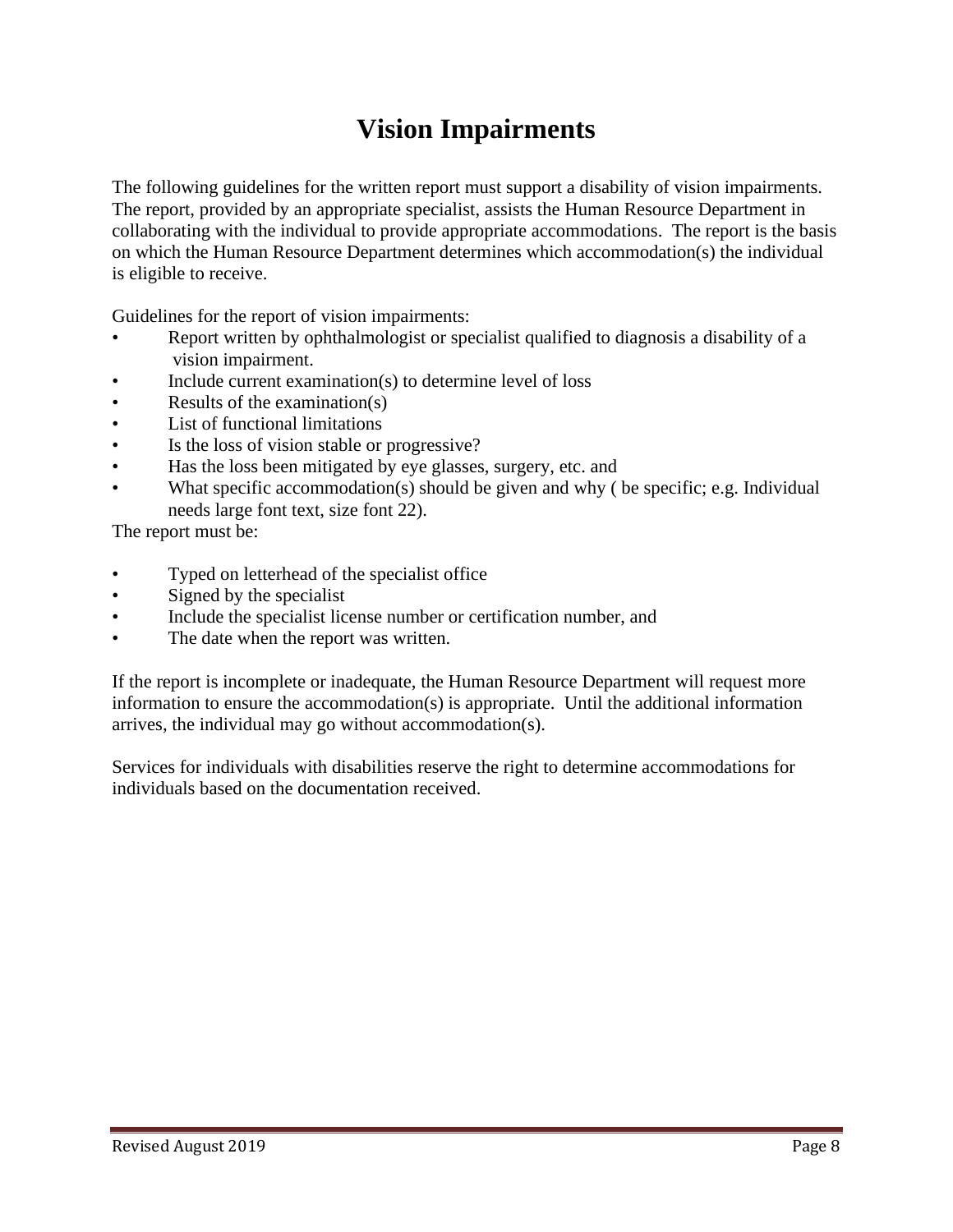# Vision Impairments

The following guidelines for the written report must support a disability of vision impairments. The report, provided by an appropriate specialist, assists the Human Resource Department in collaborating with the individual to provide appropriate accommodations. The report is the basis on which the Human Resource Department determines which accommodation(s) the individual is eligible to receive.

Guidelines for the report of vision impairments:

- Report written by ophthalmologist or specialist qualified to diagnosis a disability of a vision impairment.
- Include current examination(s) to determine level of loss
- Results of the examination(s)
- List of functional limitations
- Is the loss of vision stable or progressive?
- Has the loss been mitigated by eye glasses, surgery, etc. and
- What specific accommodation(s) should be given and why ( be specific; e.g. Individual needs large font text, size font 22).

The report must be:

- Typed on letterhead of the specialist office
- Signed by the specialist
- Include the specialist license number or certification number, and
- The date when the report was written.

If the report is incomplete or inadequate, the Human Resource Department will request more information to ensure the accommodation(s) is appropriate. Until the additional information arrives, the individual may go without accommodation(s).

Services for individuals with disabilities reserve the right to determine accommodations for individuals based on the documentation received.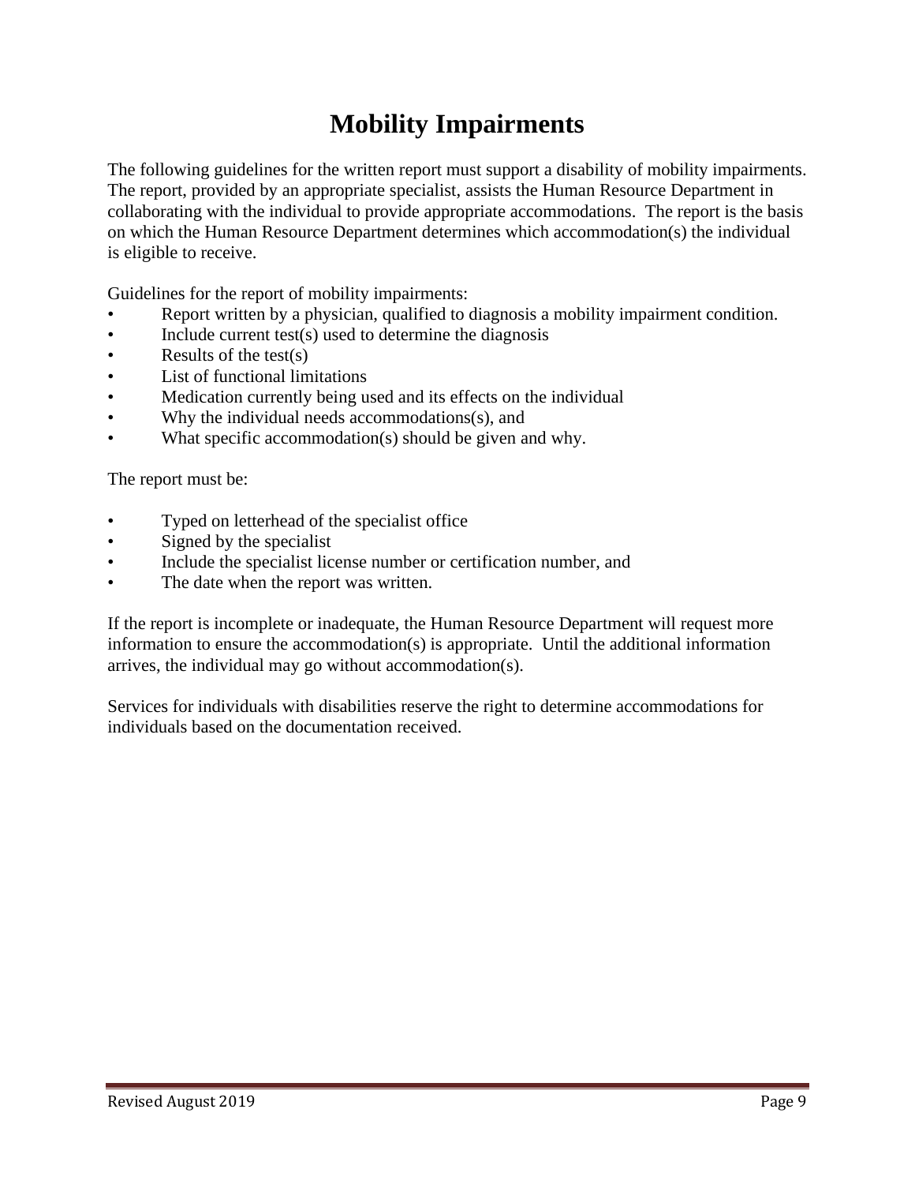# Mobility Impairments

The following guidelines for the written report must support a disability of mobility impairments. The report, provided by an appropriate specialist, assists the Human Resource Department in collaborating with the individual to provide appropriate accommodations. The report is the basis on which the Human Resource Department determines which accommodation(s) the individual is eligible to receive.

Guidelines for the report of mobility impairments:

- Report written by a physician, qualified to diagnosis a mobility impairment condition.
- Include current test(s) used to determine the diagnosis
- Results of the test(s)
- List of functional limitations
- Medication currently being used and its effects on the individual
- Why the individual needs accommodations(s), and
- What specific accommodation(s) should be given and why.

The report must be:

- Typed on letterhead of the specialist office
- Signed by the specialist
- Include the specialist license number or certification number, and
- The date when the report was written.

If the report is incomplete or inadequate, the Human Resource Department will request more information to ensure the accommodation(s) is appropriate. Until the additional information arrives, the individual may go without accommodation(s).

Services for individuals with disabilities reserve the right to determine accommodations for individuals based on the documentation received.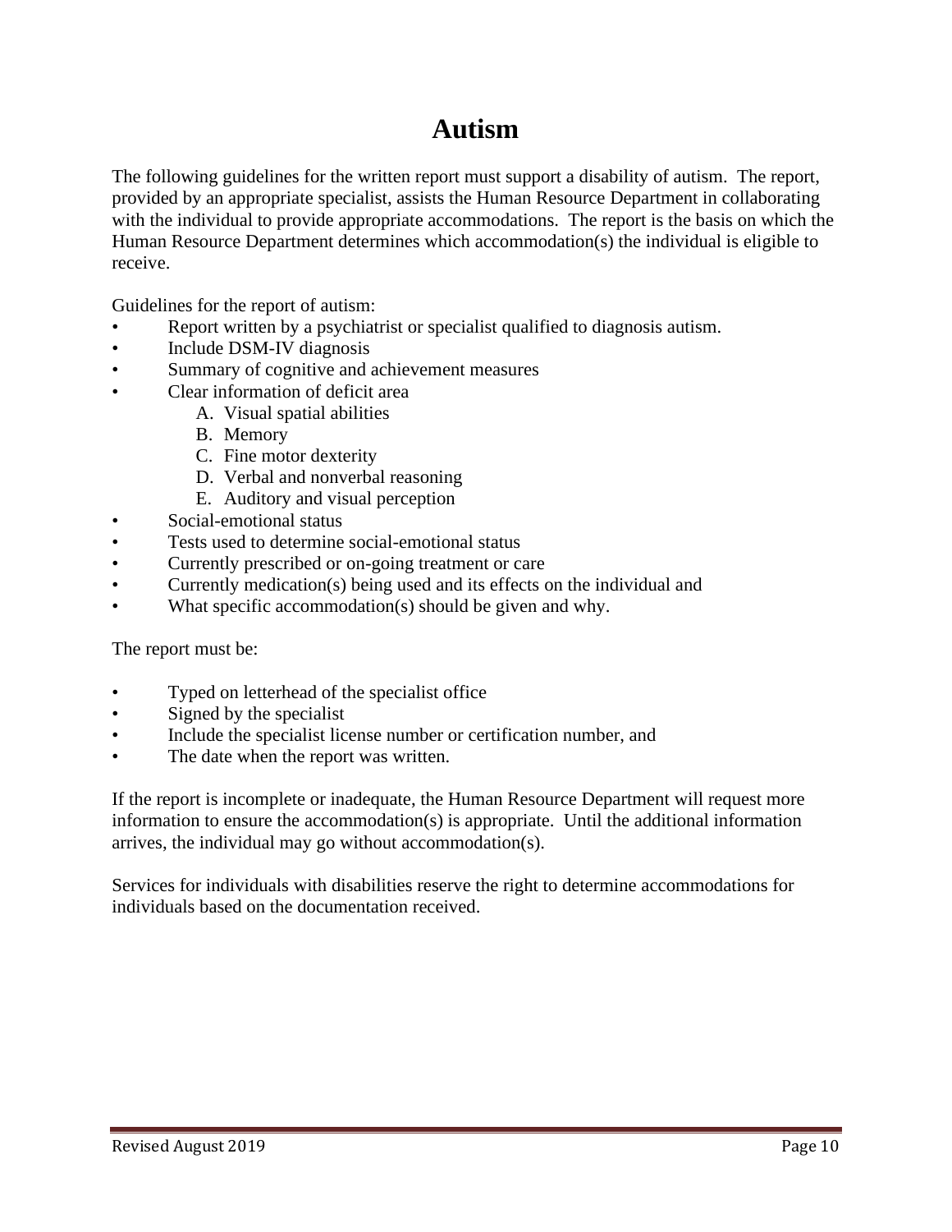# Autism

The following guidelines for the written report must support a disability of autism. The report, provided by an appropriate specialist, assists the Human Resource Department in collaborating with the individual to provide appropriate accommodations. The report is the basis on which the Human Resource Department determines which accommodation(s) the individual is eligible to receive.

Guidelines for the report of autism:

- Report written by a psychiatrist or specialist qualified to diagnosis autism.
- Include DSM-IV diagnosis
- Summary of cognitive and achievement measures
- Clear information of deficit area
    - A. Visual spatial abilities
    - B. Memory
    - C. Fine motor dexterity
    - D. Verbal and nonverbal reasoning
    - E. Auditory and visual perception
- Social-emotional status
- Tests used to determine social-emotional status
- Currently prescribed or on-going treatment or care
- Currently medication(s) being used and its effects on the individual and
- What specific accommodation(s) should be given and why.

The report must be:

- Typed on letterhead of the specialist office
- Signed by the specialist
- Include the specialist license number or certification number, and
- The date when the report was written.

If the report is incomplete or inadequate, the Human Resource Department will request more information to ensure the accommodation(s) is appropriate. Until the additional information arrives, the individual may go without accommodation(s).

Services for individuals with disabilities reserve the right to determine accommodations for individuals based on the documentation received.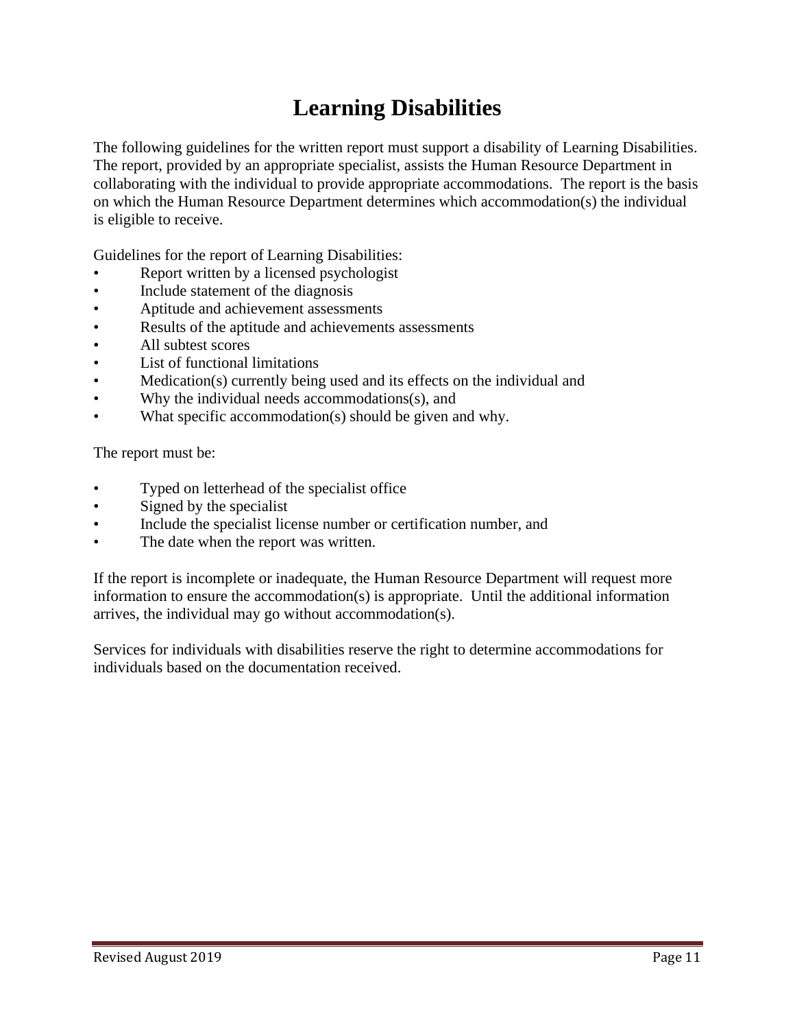# Learning Disabilities

The following guidelines for the written report must support a disability of Learning Disabilities. The report, provided by an appropriate specialist, assists the Human Resource Department in collaborating with the individual to provide appropriate accommodations. The report is the basis on which the Human Resource Department determines which accommodation(s) the individual is eligible to receive.

Guidelines for the report of Learning Disabilities:

- Report written by a licensed psychologist
- Include statement of the diagnosis
- Aptitude and achievement assessments
- Results of the aptitude and achievements assessments
- All subtest scores
- List of functional limitations
- Medication(s) currently being used and its effects on the individual and
- Why the individual needs accommodations(s), and
- What specific accommodation(s) should be given and why.

The report must be:

- Typed on letterhead of the specialist office
- Signed by the specialist
- Include the specialist license number or certification number, and
- The date when the report was written.

If the report is incomplete or inadequate, the Human Resource Department will request more information to ensure the accommodation(s) is appropriate. Until the additional information arrives, the individual may go without accommodation(s).

Services for individuals with disabilities reserve the right to determine accommodations for individuals based on the documentation received.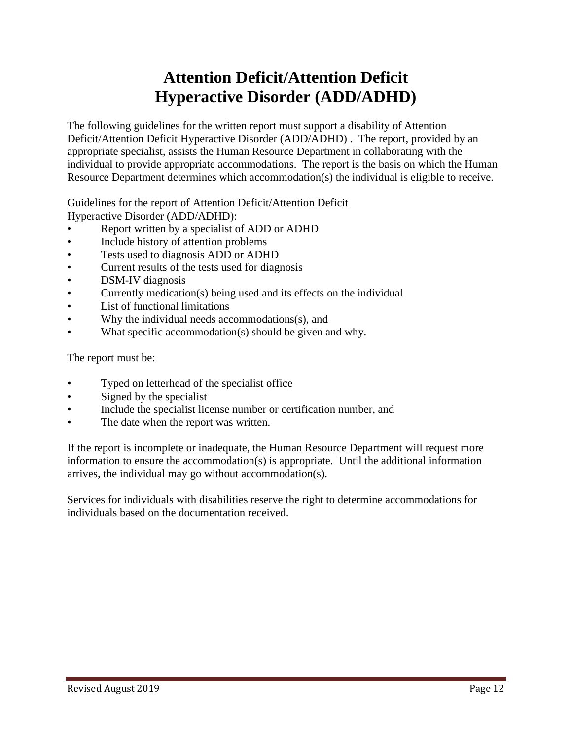# Attention Deficit/Attention Deficit Hyperactive Disorder (ADD/ADHD)

The following guidelines for the written report must support a disability of Attention Deficit/Attention Deficit Hyperactive Disorder (ADD/ADHD) . The report, provided by an appropriate specialist, assists the Human Resource Department in collaborating with the individual to provide appropriate accommodations. The report is the basis on which the Human Resource Department determines which accommodation(s) the individual is eligible to receive.

Guidelines for the report of Attention Deficit/Attention Deficit Hyperactive Disorder (ADD/ADHD):

- Report written by a specialist of ADD or ADHD
- Include history of attention problems
- Tests used to diagnosis ADD or ADHD
- Current results of the tests used for diagnosis
- DSM-IV diagnosis
- Currently medication(s) being used and its effects on the individual
- List of functional limitations
- Why the individual needs accommodations(s), and
- What specific accommodation(s) should be given and why.

The report must be:

- Typed on letterhead of the specialist office
- Signed by the specialist
- Include the specialist license number or certification number, and
- The date when the report was written.

If the report is incomplete or inadequate, the Human Resource Department will request more information to ensure the accommodation(s) is appropriate. Until the additional information arrives, the individual may go without accommodation(s).

Services for individuals with disabilities reserve the right to determine accommodations for individuals based on the documentation received.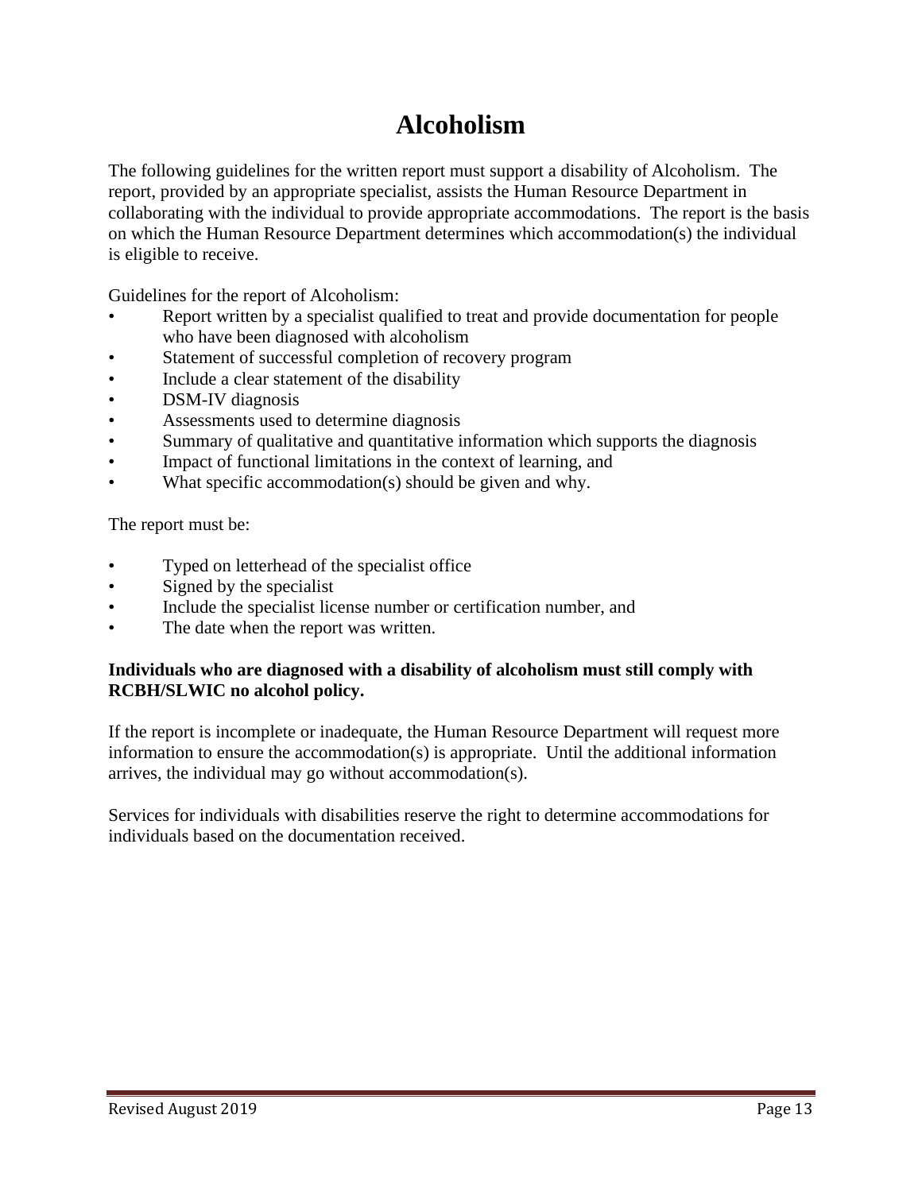# Alcoholism

The following guidelines for the written report must support a disability of Alcoholism. The report, provided by an appropriate specialist, assists the Human Resource Department in collaborating with the individual to provide appropriate accommodations. The report is the basis on which the Human Resource Department determines which accommodation(s) the individual is eligible to receive.

Guidelines for the report of Alcoholism:

- Report written by a specialist qualified to treat and provide documentation for people who have been diagnosed with alcoholism
- Statement of successful completion of recovery program
- Include a clear statement of the disability
- DSM-IV diagnosis
- Assessments used to determine diagnosis
- Summary of qualitative and quantitative information which supports the diagnosis
- Impact of functional limitations in the context of learning, and
- What specific accommodation(s) should be given and why.

The report must be:

- Typed on letterhead of the specialist office
- Signed by the specialist
- Include the specialist license number or certification number, and
- The date when the report was written.

**Individuals who are diagnosed with a disability of alcoholism must still comply with RCBH/SLWIC no alcohol policy.**

If the report is incomplete or inadequate, the Human Resource Department will request more information to ensure the accommodation(s) is appropriate. Until the additional information arrives, the individual may go without accommodation(s).

Services for individuals with disabilities reserve the right to determine accommodations for individuals based on the documentation received.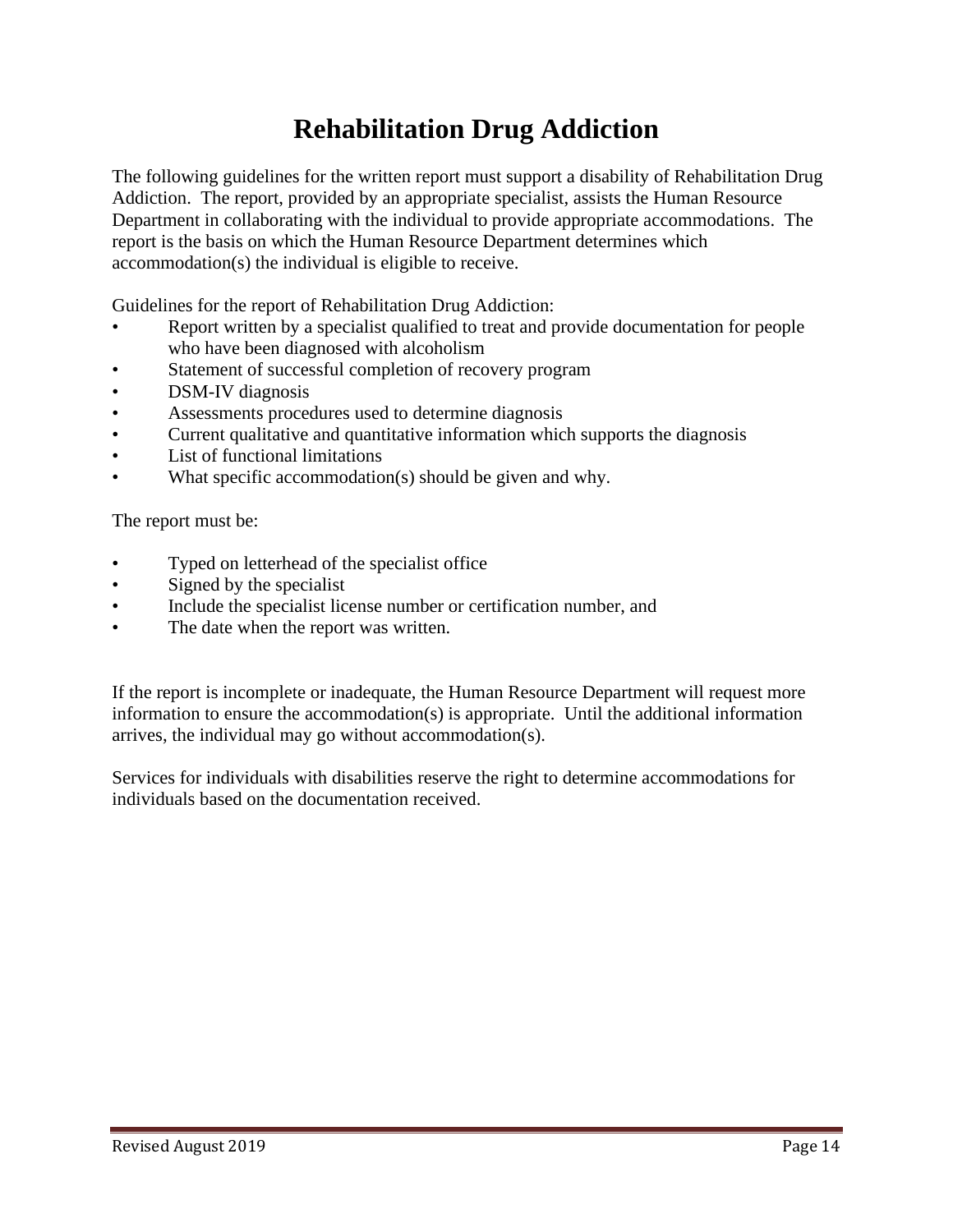# Rehabilitation Drug Addiction

The following guidelines for the written report must support a disability of Rehabilitation Drug Addiction. The report, provided by an appropriate specialist, assists the Human Resource Department in collaborating with the individual to provide appropriate accommodations. The report is the basis on which the Human Resource Department determines which accommodation(s) the individual is eligible to receive.

Guidelines for the report of Rehabilitation Drug Addiction:

- Report written by a specialist qualified to treat and provide documentation for people who have been diagnosed with alcoholism
- Statement of successful completion of recovery program
- DSM-IV diagnosis
- Assessments procedures used to determine diagnosis
- Current qualitative and quantitative information which supports the diagnosis
- List of functional limitations
- What specific accommodation(s) should be given and why.

The report must be:

- Typed on letterhead of the specialist office
- Signed by the specialist
- Include the specialist license number or certification number, and
- The date when the report was written.

If the report is incomplete or inadequate, the Human Resource Department will request more information to ensure the accommodation(s) is appropriate. Until the additional information arrives, the individual may go without accommodation(s).

Services for individuals with disabilities reserve the right to determine accommodations for individuals based on the documentation received.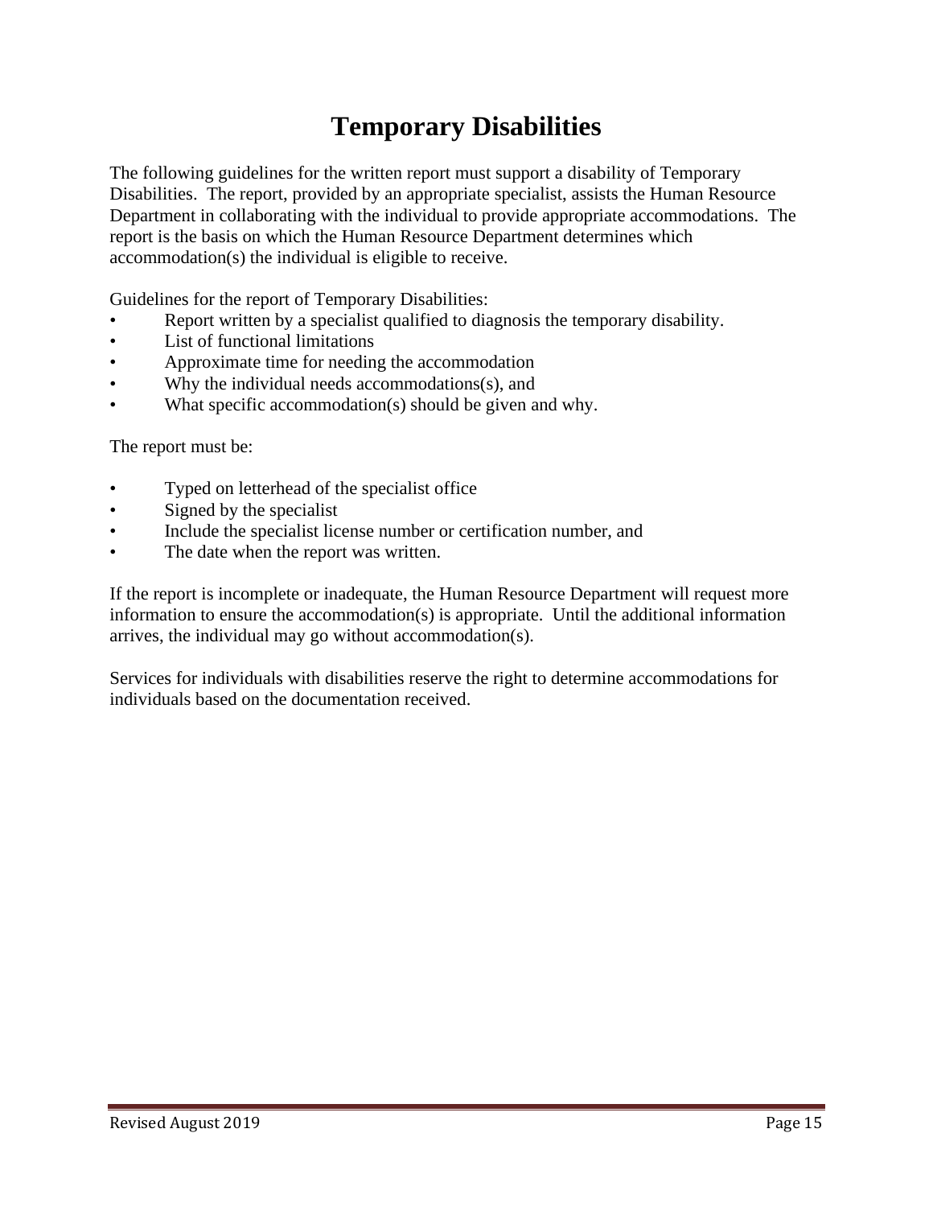# Temporary Disabilities

The following guidelines for the written report must support a disability of Temporary Disabilities. The report, provided by an appropriate specialist, assists the Human Resource Department in collaborating with the individual to provide appropriate accommodations. The report is the basis on which the Human Resource Department determines which accommodation(s) the individual is eligible to receive.

Guidelines for the report of Temporary Disabilities:

- Report written by a specialist qualified to diagnosis the temporary disability.
- List of functional limitations
- Approximate time for needing the accommodation
- Why the individual needs accommodations(s), and
- What specific accommodation(s) should be given and why.

The report must be:

- Typed on letterhead of the specialist office
- Signed by the specialist
- Include the specialist license number or certification number, and
- The date when the report was written.

If the report is incomplete or inadequate, the Human Resource Department will request more information to ensure the accommodation(s) is appropriate. Until the additional information arrives, the individual may go without accommodation(s).

Services for individuals with disabilities reserve the right to determine accommodations for individuals based on the documentation received.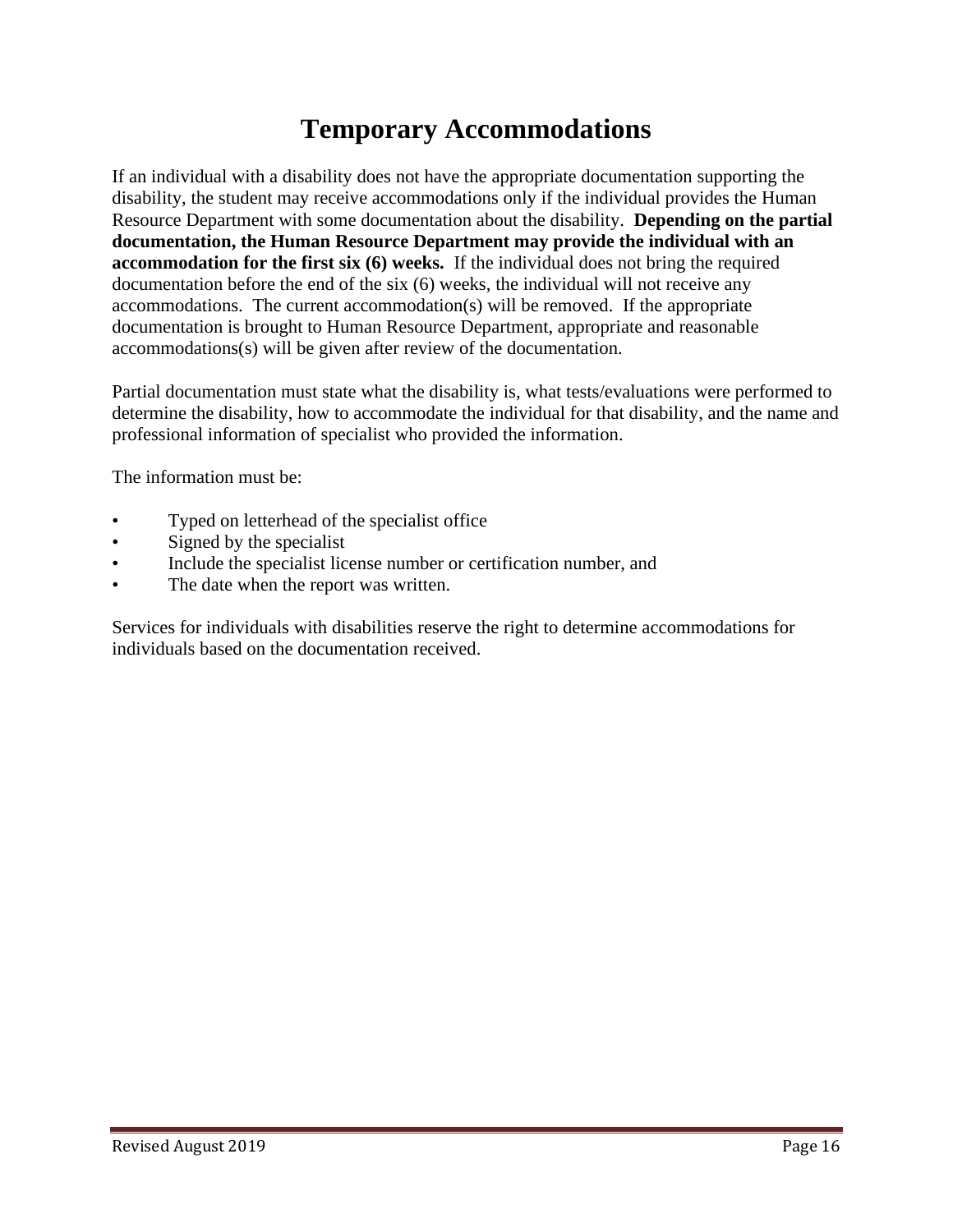# Temporary Accommodations

If an individual with a disability does not have the appropriate documentation supporting the disability, the student may receive accommodations only if the individual provides the Human Resource Department with some documentation about the disability. **Depending on the partial documentation, the Human Resource Department may provide the individual with an accommodation for the first six (6) weeks.** If the individual does not bring the required documentation before the end of the six (6) weeks, the individual will not receive any accommodations. The current accommodation(s) will be removed. If the appropriate documentation is brought to Human Resource Department, appropriate and reasonable accommodations(s) will be given after review of the documentation.

Partial documentation must state what the disability is, what tests/evaluations were performed to determine the disability, how to accommodate the individual for that disability, and the name and professional information of specialist who provided the information.

The information must be:

- Typed on letterhead of the specialist office
- Signed by the specialist
- Include the specialist license number or certification number, and
- The date when the report was written.

Services for individuals with disabilities reserve the right to determine accommodations for individuals based on the documentation received.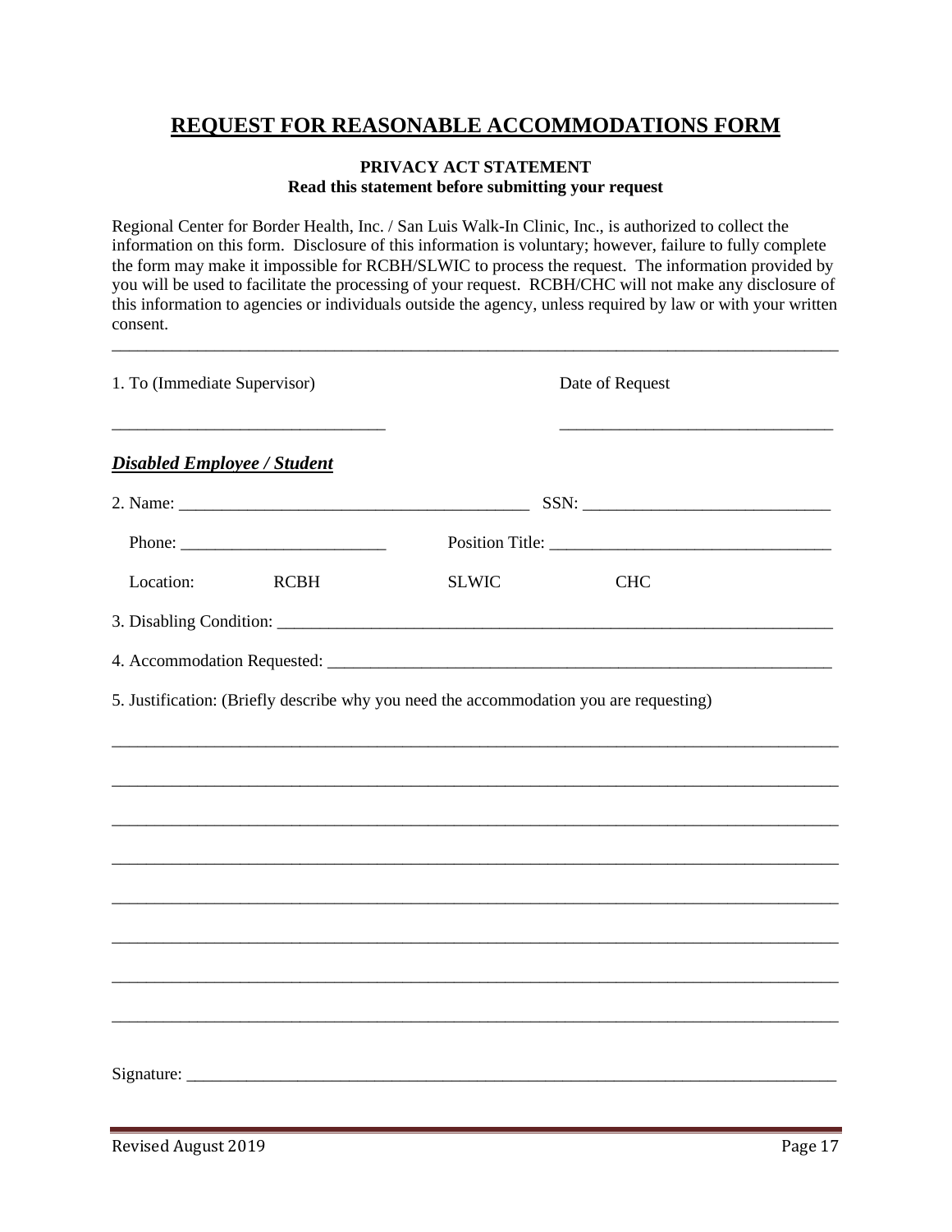# REQUEST FOR REASONABLE ACCOMMODATIONS FORM

**PRIVACY ACT STATEMENT**
**Read this statement before submitting your request**

Regional Center for Border Health, Inc. / San Luis Walk-In Clinic, Inc., is authorized to collect the information on this form. Disclosure of this information is voluntary; however, failure to fully complete the form may make it impossible for RCBH/SLWIC to process the request. The information provided by you will be used to facilitate the processing of your request. RCBH/CHC will not make any disclosure of this information to agencies or individuals outside the agency, unless required by law or with your written consent.

---

1. To (Immediate Supervisor) ________________________________ Date of Request ________________________________

***Disabled Employee / Student***

2. Name: __________________________________________ SSN: ______________________________

Phone: ________________________ Position Title: _________________________________

Location: RCBH SLWIC CHC

3. Disabling Condition: ________________________________________________________________

4. Accommodation Requested: ___________________________________________________________

5. Justification: (Briefly describe why you need the accommodation you are requesting)

______________________________________________________________________________________

______________________________________________________________________________________

______________________________________________________________________________________

______________________________________________________________________________________

______________________________________________________________________________________

______________________________________________________________________________________

______________________________________________________________________________________

______________________________________________________________________________________

Signature: _____________________________________________________________________________

Revised August 2019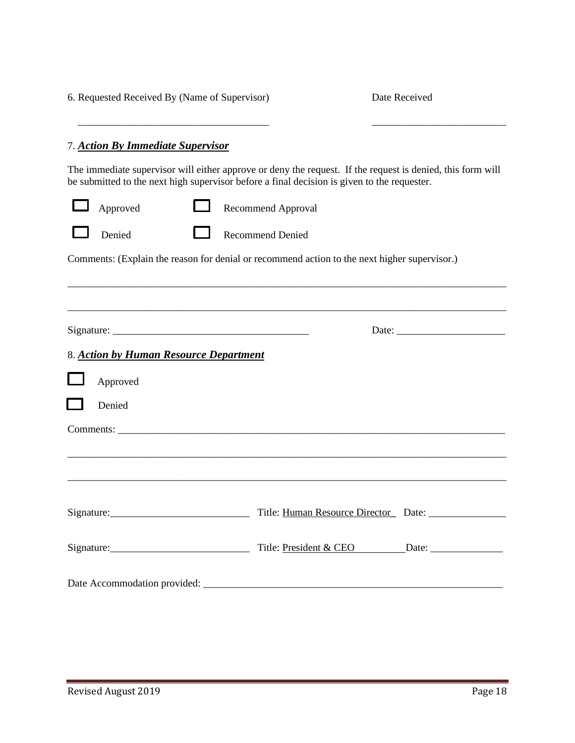6. Requested Received By (Name of Supervisor) Date Received

_____________________________________ __________________________

7. ***Action By Immediate Supervisor***

The immediate supervisor will either approve or deny the request. If the request is denied, this form will be submitted to the next high supervisor before a final decision is given to the requester.

☐ Approved ☐ Recommend Approval

☐ Denied ☐ Recommend Denied

Comments: (Explain the reason for denial or recommend action to the next higher supervisor.)

_____________________________________________________________________________________

_____________________________________________________________________________________

Signature: ______________________________________ Date: _____________________

8. ***Action by Human Resource Department***

☐ Approved

☐ Denied

Comments: ____________________________________________________________________________

_____________________________________________________________________________________

_____________________________________________________________________________________

Signature:___________________________ Title: Human Resource Director Date: _______________

Signature:___________________________ Title: President & CEO Date: ______________

Date Accommodation provided: __________________________________________________________